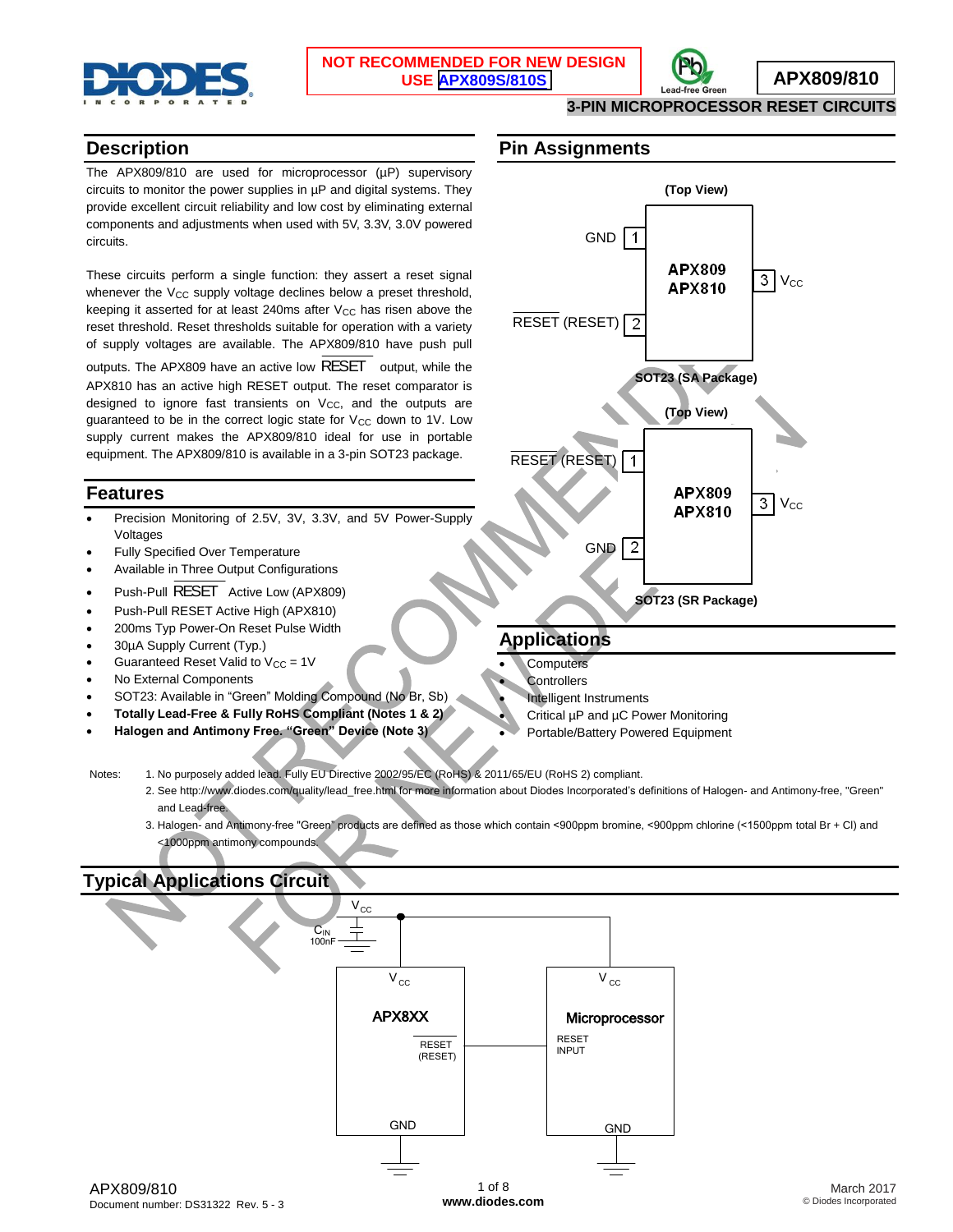NOT RECOMMENDED FOR NEW DESIGN
USE APX809S/810S

# APX809/810

## 3-PIN MICROPROCESSOR RESET CIRCUITS

## Description

The APX809/810 are used for microprocessor (µP) supervisory circuits to monitor the power supplies in µP and digital systems. They provide excellent circuit reliability and low cost by eliminating external components and adjustments when used with 5V, 3.3V, 3.0V powered circuits.

These circuits perform a single function: they assert a reset signal whenever the $V_{CC}$ supply voltage declines below a preset threshold, keeping it asserted for at least 240ms after $V_{CC}$ has risen above the reset threshold. Reset thresholds suitable for operation with a variety of supply voltages are available. The APX809/810 have push pull outputs. The APX809 have an active low $\overline{RESET}$ output, while the APX810 has an active high RESET output. The reset comparator is designed to ignore fast transients on $V_{CC}$, and the outputs are guaranteed to be in the correct logic state for $V_{CC}$ down to 1V. Low supply current makes the APX809/810 ideal for use in portable equipment. The APX809/810 is available in a 3-pin SOT23 package.

## Features

- Precision Monitoring of 2.5V, 3V, 3.3V, and 5V Power-Supply Voltages
- Fully Specified Over Temperature
- Available in Three Output Configurations
- Push-Pull $\overline{RESET}$ Active Low (APX809)
- Push-Pull RESET Active High (APX810)
- 200ms Typ Power-On Reset Pulse Width
- 30µA Supply Current (Typ.)
- Guaranteed Reset Valid to $V_{CC}$ = 1V
- No External Components
- SOT23: Available in "Green" Molding Compound (No Br, Sb)
- **Totally Lead-Free & Fully RoHS Compliant (Notes 1 & 2)**
- **Halogen and Antimony Free. "Green" Device (Note 3)**

## Pin Assignments

(Top View)

SOT23 (SA Package): Pin 1 – GND; Pin 2 – $\overline{RESET}$ (RESET); Pin 3 – $V_{CC}$ (APX809 / APX810)

(Top View)

SOT23 (SR Package): Pin 1 – $\overline{RESET}$ (RESET); Pin 2 – GND; Pin 3 – $V_{CC}$ (APX809 / APX810)

## Applications

- Computers
- Controllers
- Intelligent Instruments
- Critical µP and µC Power Monitoring
- Portable/Battery Powered Equipment

Notes:
1. No purposely added lead. Fully EU Directive 2002/95/EC (RoHS) & 2011/65/EU (RoHS 2) compliant.
2. See http://www.diodes.com/quality/lead_free.html for more information about Diodes Incorporated's definitions of Halogen- and Antimony-free, "Green" and Lead-free.
3. Halogen- and Antimony-free "Green" products are defined as those which contain <900ppm bromine, <900ppm chlorine (<1500ppm total Br + Cl) and <1000ppm antimony compounds.

## Typical Applications Circuit

$V_{CC}$; $C_{IN}$ 100nF; APX8XX ($V_{CC}$, $\overline{RESET}$ (RESET), GND) → Microprocessor ($V_{CC}$, RESET INPUT, GND)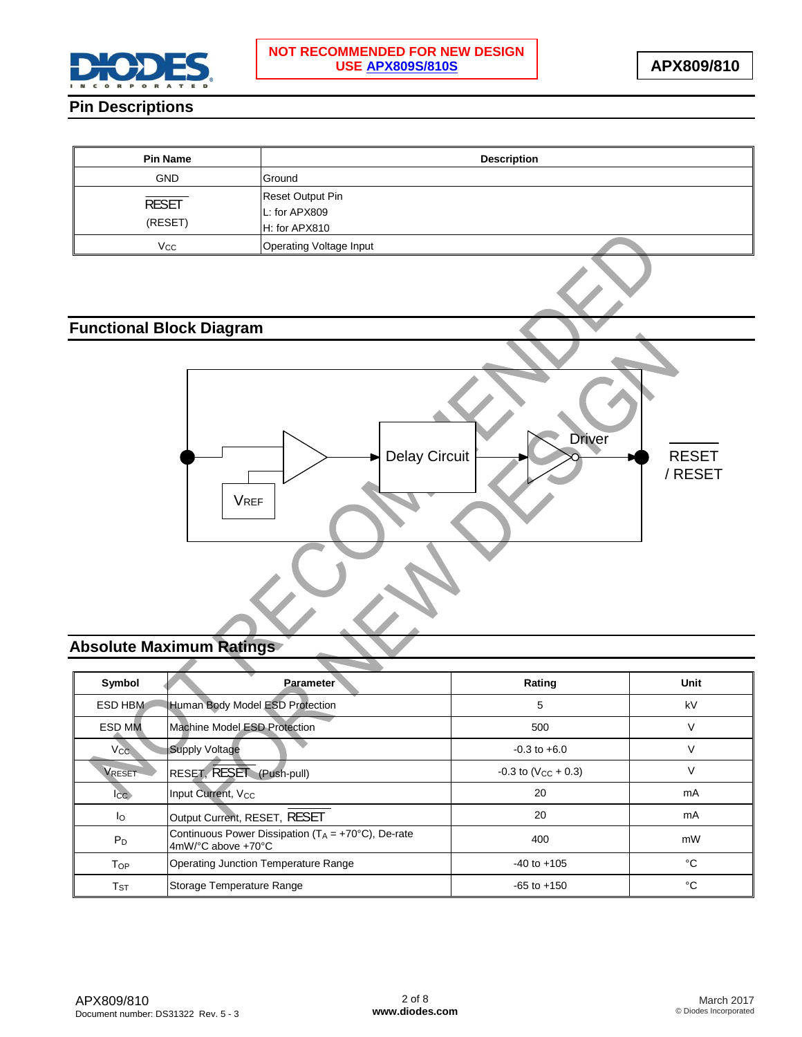NOT RECOMMENDED FOR NEW DESIGN
USE APX809S/810S

## Pin Descriptions

| Pin Name | Description |
|---|---|
| GND | Ground |
| $\overline{RESET}$ (RESET) | Reset Output Pin<br>L: for APX809<br>H: for APX810 |
| $V_{CC}$ | Operating Voltage Input |

## Functional Block Diagram

$V_{REF}$ — Delay Circuit — Driver — $\overline{RESET}$ / RESET

## Absolute Maximum Ratings

| Symbol | Parameter | Rating | Unit |
|---|---|---|---|
| ESD HBM | Human Body Model ESD Protection | 5 | kV |
| ESD MM | Machine Model ESD Protection | 500 | V |
| $V_{CC}$ | Supply Voltage | -0.3 to +6.0 | V |
| $V_{RESET}$ | RESET, $\overline{RESET}$ (Push-pull) | -0.3 to ($V_{CC}$ + 0.3) | V |
| $I_{CC}$ | Input Current, $V_{CC}$ | 20 | mA |
| $I_O$ | Output Current, RESET, $\overline{RESET}$ | 20 | mA |
| $P_D$ | Continuous Power Dissipation ($T_A$ = +70°C), De-rate 4mW/°C above +70°C | 400 | mW |
| $T_{OP}$ | Operating Junction Temperature Range | -40 to +105 | °C |
| $T_{ST}$ | Storage Temperature Range | -65 to +150 | °C |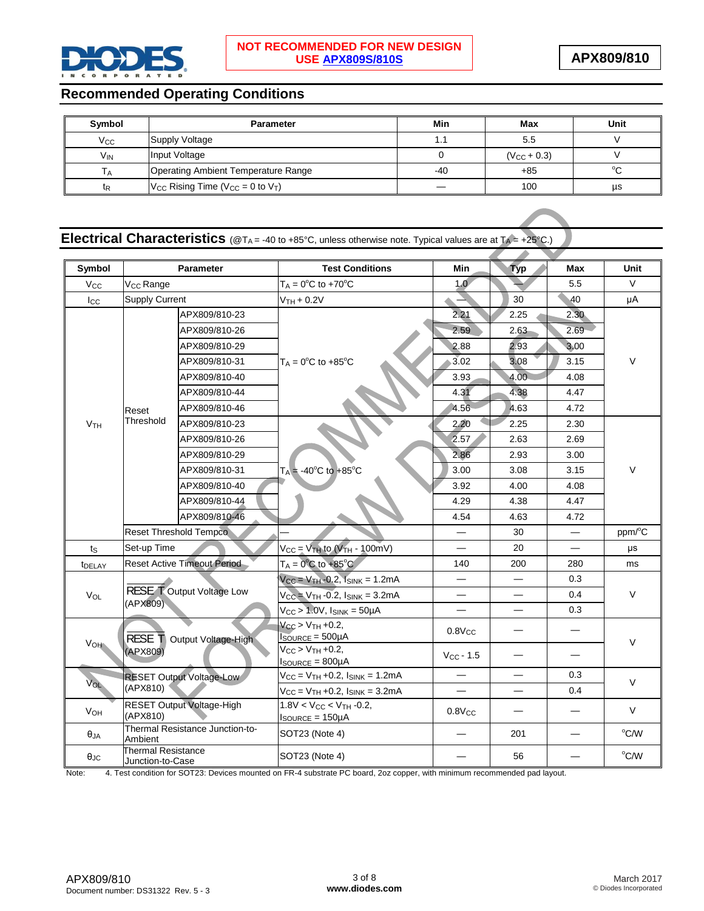NOT RECOMMENDED FOR NEW DESIGN
USE APX809S/810S

## Recommended Operating Conditions

| Symbol | Parameter | Min | Max | Unit |
|---|---|---|---|---|
| $V_{CC}$ | Supply Voltage | 1.1 | 5.5 | V |
| $V_{IN}$ | Input Voltage | 0 | ($V_{CC}$ + 0.3) | V |
| $T_A$ | Operating Ambient Temperature Range | -40 | +85 | °C |
| $t_R$ | $V_{CC}$ Rising Time ($V_{CC}$ = 0 to $V_T$) | — | 100 | μs |

## Electrical Characteristics (@$T_A$ = -40 to +85°C, unless otherwise note. Typical values are at $T_A$ = +25°C.)

| Symbol | Parameter | | Test Conditions | Min | Typ | Max | Unit |
|---|---|---|---|---|---|---|---|
| $V_{CC}$ | $V_{CC}$ Range | | $T_A$ = 0°C to +70°C | 1.0 | — | 5.5 | V |
| $I_{CC}$ | Supply Current | | $V_{TH}$ + 0.2V | — | 30 | 40 | μA |
| $V_{TH}$ | Reset Threshold | APX809/810-23 | $T_A$ = 0°C to +85°C | 2.21 | 2.25 | 2.30 | V |
| | | APX809/810-26 | | 2.59 | 2.63 | 2.69 | |
| | | APX809/810-29 | | 2.88 | 2.93 | 3.00 | |
| | | APX809/810-31 | | 3.02 | 3.08 | 3.15 | |
| | | APX809/810-40 | | 3.93 | 4.00 | 4.08 | |
| | | APX809/810-44 | | 4.31 | 4.38 | 4.47 | |
| | | APX809/810-46 | | 4.56 | 4.63 | 4.72 | |
| | | APX809/810-23 | $T_A$ = -40°C to +85°C | 2.20 | 2.25 | 2.30 | V |
| | | APX809/810-26 | | 2.57 | 2.63 | 2.69 | |
| | | APX809/810-29 | | 2.86 | 2.93 | 3.00 | |
| | | APX809/810-31 | | 3.00 | 3.08 | 3.15 | |
| | | APX809/810-40 | | 3.92 | 4.00 | 4.08 | |
| | | APX809/810-44 | | 4.29 | 4.38 | 4.47 | |
| | | APX809/810-46 | | 4.54 | 4.63 | 4.72 | |
| | Reset Threshold Tempco | | — | — | 30 | — | ppm/°C |
| $t_S$ | Set-up Time | | $V_{CC}$ = $V_{TH}$ to ($V_{TH}$ - 100mV) | — | 20 | — | μs |
| $t_{DELAY}$ | Reset Active Timeout Period | | $T_A$ = 0°C to +85°C | 140 | 200 | 280 | ms |
| $V_{OL}$ | $\overline{RESET}$ Output Voltage Low (APX809) | | $V_{CC}$ = $V_{TH}$ -0.2, $I_{SINK}$ = 1.2mA | — | — | 0.3 | V |
| | | | $V_{CC}$ = $V_{TH}$ -0.2, $I_{SINK}$ = 3.2mA | — | — | 0.4 | |
| | | | $V_{CC}$ > 1.0V, $I_{SINK}$ = 50μA | — | — | 0.3 | |
| $V_{OH}$ | $\overline{RESET}$ Output Voltage-High (APX809) | | $V_{CC}$ > $V_{TH}$ +0.2, $I_{SOURCE}$ = 500μA | $0.8V_{CC}$ | — | — | V |
| | | | $V_{CC}$ > $V_{TH}$ +0.2, $I_{SOURCE}$ = 800μA | $V_{CC}$ - 1.5 | — | — | |
| $V_{OL}$ | RESET Output Voltage-Low (APX810) | | $V_{CC}$ = $V_{TH}$ +0.2, $I_{SINK}$ = 1.2mA | — | — | 0.3 | V |
| | | | $V_{CC}$ = $V_{TH}$ +0.2, $I_{SINK}$ = 3.2mA | — | — | 0.4 | |
| $V_{OH}$ | RESET Output Voltage-High (APX810) | | 1.8V < $V_{CC}$ < $V_{TH}$ -0.2, $I_{SOURCE}$ = 150μA | $0.8V_{CC}$ | — | — | V |
| $\theta_{JA}$ | Thermal Resistance Junction-to-Ambient | | SOT23 (Note 4) | — | 201 | — | °C/W |
| $\theta_{JC}$ | Thermal Resistance Junction-to-Case | | SOT23 (Note 4) | — | 56 | — | °C/W |

Note: 4. Test condition for SOT23: Devices mounted on FR-4 substrate PC board, 2oz copper, with minimum recommended pad layout.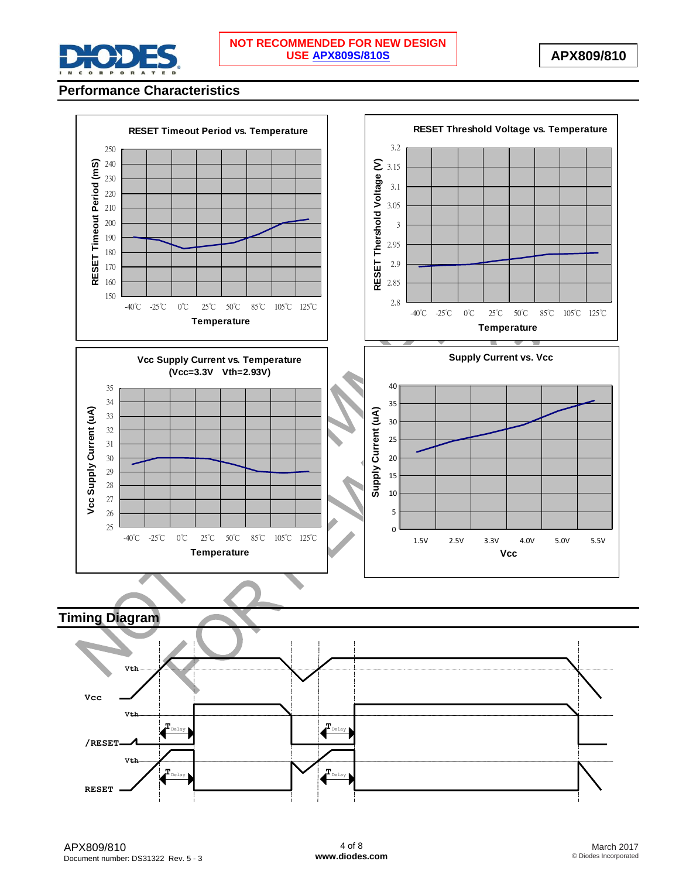NOT RECOMMENDED FOR NEW DESIGN
USE APX809S/810S

## Performance Characteristics

**RESET Timeout Period vs. Temperature**

RESET Timeout Period (mS)

Temperature

**RESET Threshold Voltage vs. Temperature**

RESET Thershold Voltage (V)

Temperature

**Vcc Supply Current vs. Temperature (Vcc=3.3V Vth=2.93V)**

Vcc Supply Current (uA)

Temperature

**Supply Current vs. Vcc**

Supply Current (uA)

Vcc

## Timing Diagram

Vcc

/RESET

RESET

Vth

$T_{Delay}$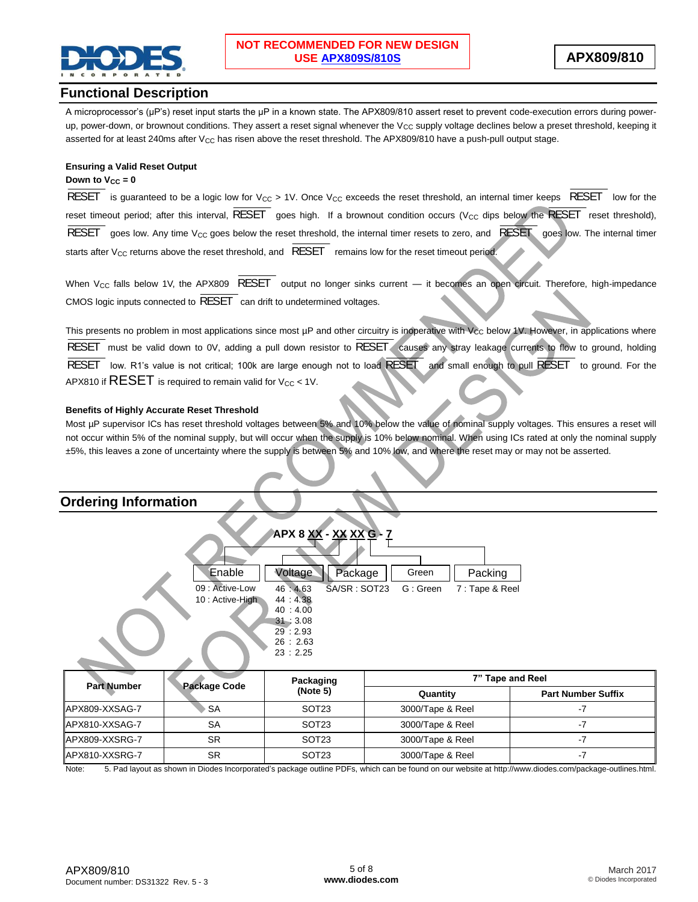## Functional Description

A microprocessor's (µP's) reset input starts the µP in a known state. The APX809/810 assert reset to prevent code-execution errors during power-up, power-down, or brownout conditions. They assert a reset signal whenever the $V_{CC}$ supply voltage declines below a preset threshold, keeping it asserted for at least 240ms after $V_{CC}$ has risen above the reset threshold. The APX809/810 have a push-pull output stage.

**Ensuring a Valid Reset Output Down to $V_{CC}$ = 0**

$\overline{RESET}$ is guaranteed to be a logic low for $V_{CC}$ > 1V. Once $V_{CC}$ exceeds the reset threshold, an internal timer keeps $\overline{RESET}$ low for the reset timeout period; after this interval, $\overline{RESET}$ goes high. If a brownout condition occurs ($V_{CC}$ dips below the $\overline{RESET}$ reset threshold), $\overline{RESET}$ goes low. Any time $V_{CC}$ goes below the reset threshold, the internal timer resets to zero, and $\overline{RESET}$ goes low. The internal timer starts after $V_{CC}$ returns above the reset threshold, and $\overline{RESET}$ remains low for the reset timeout period.

When $V_{CC}$ falls below 1V, the APX809 $\overline{RESET}$ output no longer sinks current — it becomes an open circuit. Therefore, high-impedance CMOS logic inputs connected to $\overline{RESET}$ can drift to undetermined voltages.

This presents no problem in most applications since most µP and other circuitry is inoperative with $V_{CC}$ below 1V. However, in applications where $\overline{RESET}$ must be valid down to 0V, adding a pull down resistor to $\overline{RESET}$ causes any stray leakage currents to flow to ground, holding $\overline{RESET}$ low. R1's value is not critical; 100k are large enough not to load $\overline{RESET}$ and small enough to pull $\overline{RESET}$ to ground. For the APX810 if RESET is required to remain valid for $V_{CC}$ < 1V.

**Benefits of Highly Accurate Reset Threshold**

Most µP supervisor ICs has reset threshold voltages between 5% and 10% below the value of nominal supply voltages. This ensures a reset will not occur within 5% of the nominal supply, but will occur when the supply is 10% below nominal. When using ICs rated at only the nominal supply ±5%, this leaves a zone of uncertainty where the supply is between 5% and 10% low, and where the reset may or may not be asserted.

## Ordering Information

APX 8 XX - XX XX G - 7

| Enable | Voltage | Package | Green | Packing |
|---|---|---|---|---|
| 09 : Active-Low | 46 : 4.63 | SA/SR : SOT23 | G : Green | 7 : Tape & Reel |
| 10 : Active-High | 44 : 4.38 | | | |
| | 40 : 4.00 | | | |
| | 31 : 3.08 | | | |
| | 29 : 2.93 | | | |
| | 26 : 2.63 | | | |
| | 23 : 2.25 | | | |

| Part Number | Package Code | Packaging (Note 5) | 7" Tape and Reel | |
|---|---|---|---|---|
| | | | Quantity | Part Number Suffix |
| APX809-XXSAG-7 | SA | SOT23 | 3000/Tape & Reel | -7 |
| APX810-XXSAG-7 | SA | SOT23 | 3000/Tape & Reel | -7 |
| APX809-XXSRG-7 | SR | SOT23 | 3000/Tape & Reel | -7 |
| APX810-XXSRG-7 | SR | SOT23 | 3000/Tape & Reel | -7 |

Note: 5. Pad layout as shown in Diodes Incorporated's package outline PDFs, which can be found on our website at http://www.diodes.com/package-outlines.html.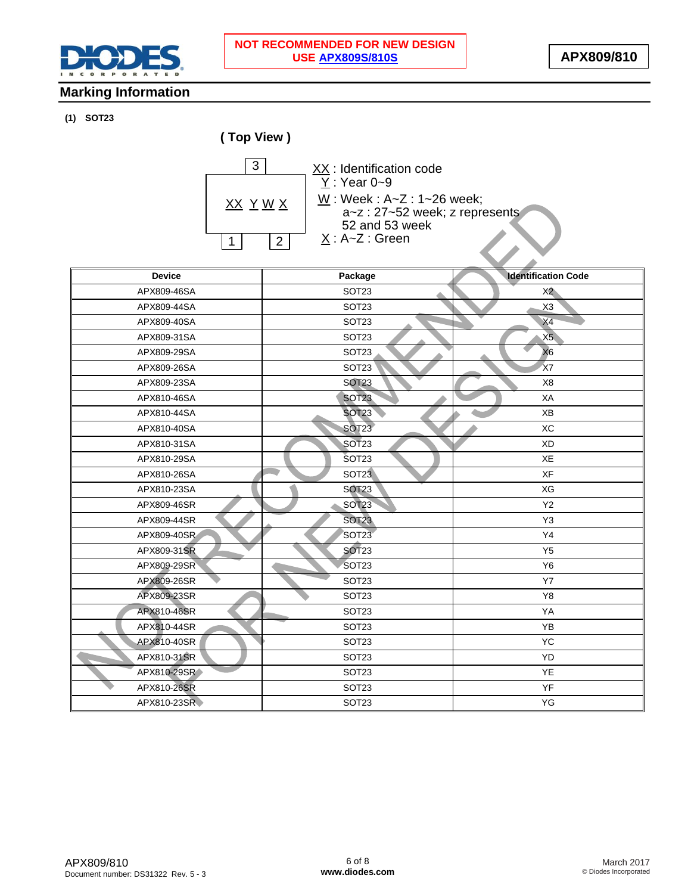NOT RECOMMENDED FOR NEW DESIGN
USE APX809S/810S

## Marking Information

**(1) SOT23**

**( Top View )**

```
      3
 XX Y W X
 1       2
```

XX : Identification code
Y : Year 0~9
W : Week : A~Z : 1~26 week;
a~z : 27~52 week; z represents 52 and 53 week
X : A~Z : Green

| Device | Package | Identification Code |
|---|---|---|
| APX809-46SA | SOT23 | X2 |
| APX809-44SA | SOT23 | X3 |
| APX809-40SA | SOT23 | X4 |
| APX809-31SA | SOT23 | X5 |
| APX809-29SA | SOT23 | X6 |
| APX809-26SA | SOT23 | X7 |
| APX809-23SA | SOT23 | X8 |
| APX810-46SA | SOT23 | XA |
| APX810-44SA | SOT23 | XB |
| APX810-40SA | SOT23 | XC |
| APX810-31SA | SOT23 | XD |
| APX810-29SA | SOT23 | XE |
| APX810-26SA | SOT23 | XF |
| APX810-23SA | SOT23 | XG |
| APX809-46SR | SOT23 | Y2 |
| APX809-44SR | SOT23 | Y3 |
| APX809-40SR | SOT23 | Y4 |
| APX809-31SR | SOT23 | Y5 |
| APX809-29SR | SOT23 | Y6 |
| APX809-26SR | SOT23 | Y7 |
| APX809-23SR | SOT23 | Y8 |
| APX810-46SR | SOT23 | YA |
| APX810-44SR | SOT23 | YB |
| APX810-40SR | SOT23 | YC |
| APX810-31SR | SOT23 | YD |
| APX810-29SR | SOT23 | YE |
| APX810-26SR | SOT23 | YF |
| APX810-23SR | SOT23 | YG |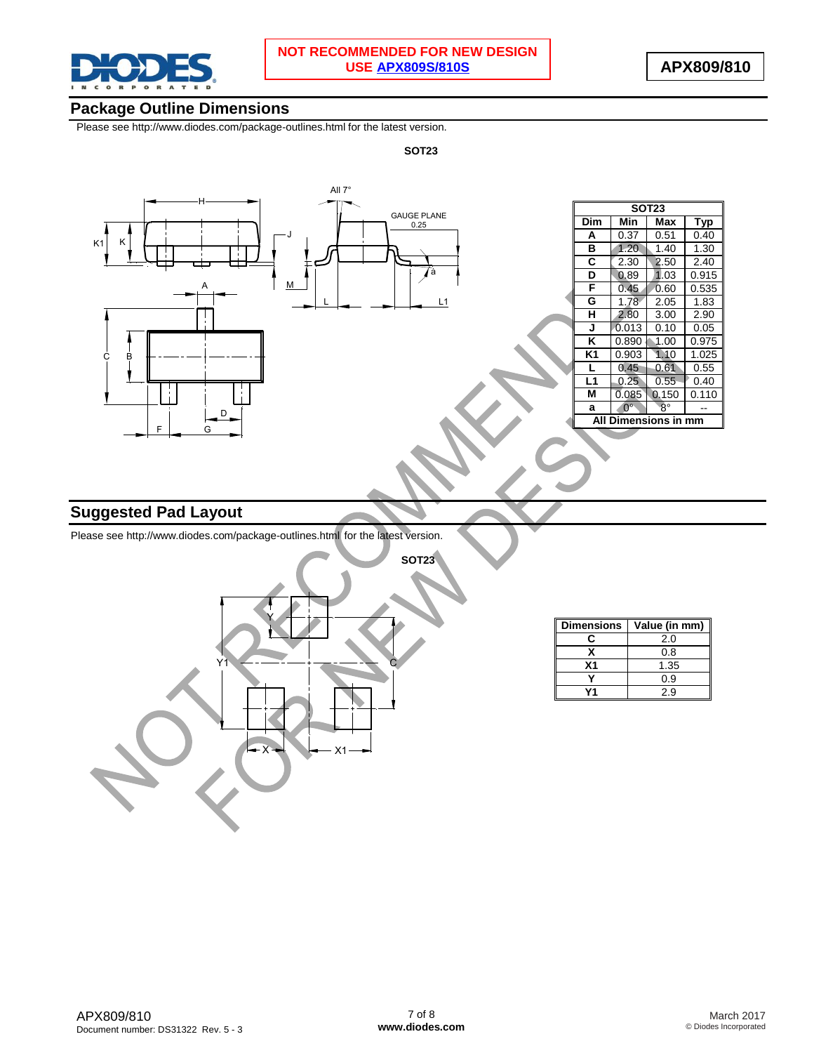NOT RECOMMENDED FOR NEW DESIGN
USE APX809S/810S

## Package Outline Dimensions

Please see http://www.diodes.com/package-outlines.html for the latest version.

**SOT23**

| Dim | Min | Max | Typ |
|---|---|---|---|
| A | 0.37 | 0.51 | 0.40 |
| B | 1.20 | 1.40 | 1.30 |
| C | 2.30 | 2.50 | 2.40 |
| D | 0.89 | 1.03 | 0.915 |
| F | 0.45 | 0.60 | 0.535 |
| G | 1.78 | 2.05 | 1.83 |
| H | 2.80 | 3.00 | 2.90 |
| J | 0.013 | 0.10 | 0.05 |
| K | 0.890 | 1.00 | 0.975 |
| K1 | 0.903 | 1.10 | 1.025 |
| L | 0.45 | 0.61 | 0.55 |
| L1 | 0.25 | 0.55 | 0.40 |
| M | 0.085 | 0.150 | 0.110 |
| a | 0° | 8° | -- |
| All Dimensions in mm | | | |

## Suggested Pad Layout

Please see http://www.diodes.com/package-outlines.html for the latest version.

**SOT23**

| Dimensions | Value (in mm) |
|---|---|
| C | 2.0 |
| X | 0.8 |
| X1 | 1.35 |
| Y | 0.9 |
| Y1 | 2.9 |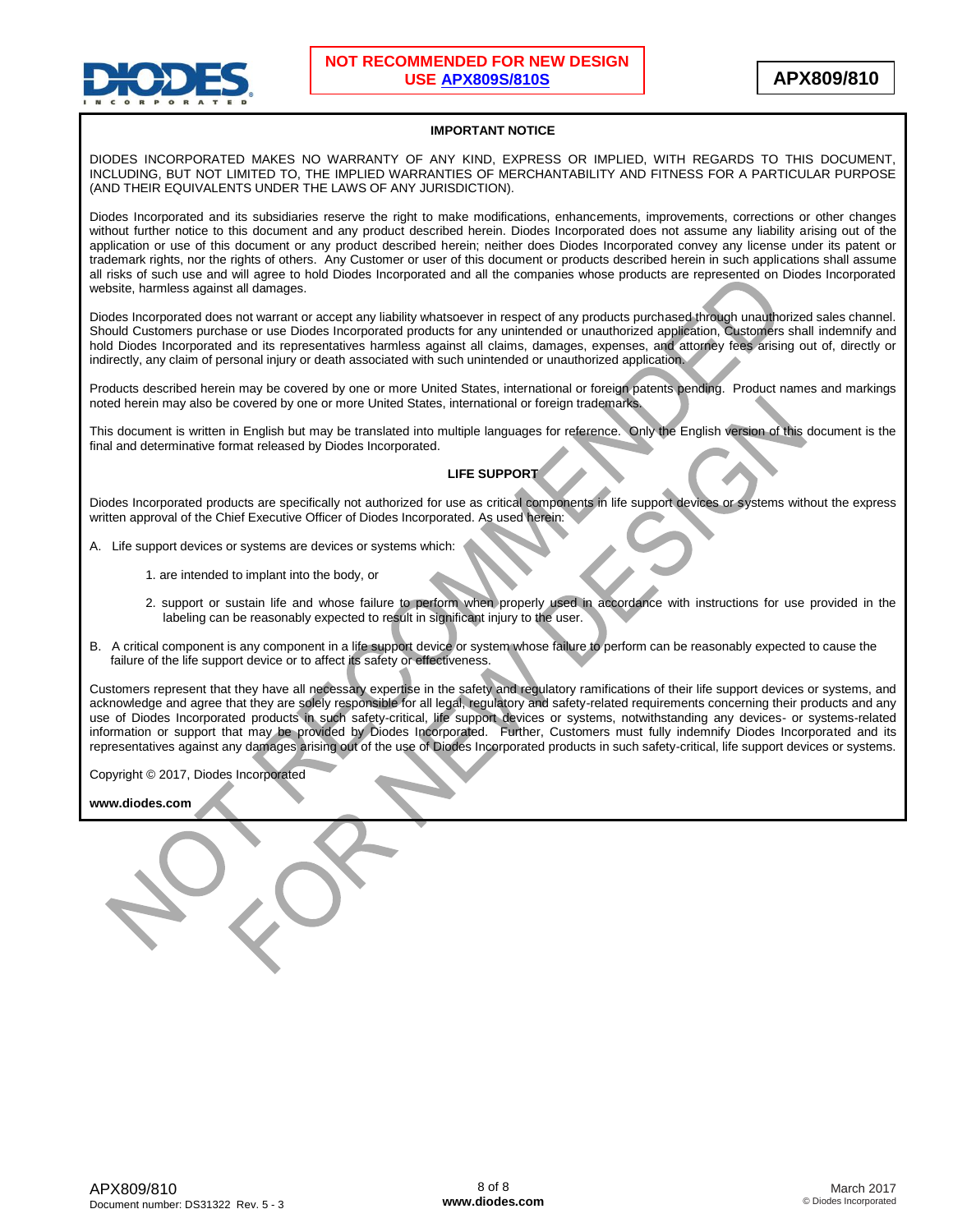**NOT RECOMMENDED FOR NEW DESIGN**
**USE APX809S/810S**

**APX809/810**

## IMPORTANT NOTICE

DIODES INCORPORATED MAKES NO WARRANTY OF ANY KIND, EXPRESS OR IMPLIED, WITH REGARDS TO THIS DOCUMENT, INCLUDING, BUT NOT LIMITED TO, THE IMPLIED WARRANTIES OF MERCHANTABILITY AND FITNESS FOR A PARTICULAR PURPOSE (AND THEIR EQUIVALENTS UNDER THE LAWS OF ANY JURISDICTION).

Diodes Incorporated and its subsidiaries reserve the right to make modifications, enhancements, improvements, corrections or other changes without further notice to this document and any product described herein. Diodes Incorporated does not assume any liability arising out of the application or use of this document or any product described herein; neither does Diodes Incorporated convey any license under its patent or trademark rights, nor the rights of others. Any Customer or user of this document or products described herein in such applications shall assume all risks of such use and will agree to hold Diodes Incorporated and all the companies whose products are represented on Diodes Incorporated website, harmless against all damages.

Diodes Incorporated does not warrant or accept any liability whatsoever in respect of any products purchased through unauthorized sales channel. Should Customers purchase or use Diodes Incorporated products for any unintended or unauthorized application, Customers shall indemnify and hold Diodes Incorporated and its representatives harmless against all claims, damages, expenses, and attorney fees arising out of, directly or indirectly, any claim of personal injury or death associated with such unintended or unauthorized application.

Products described herein may be covered by one or more United States, international or foreign patents pending. Product names and markings noted herein may also be covered by one or more United States, international or foreign trademarks.

This document is written in English but may be translated into multiple languages for reference. Only the English version of this document is the final and determinative format released by Diodes Incorporated.

## LIFE SUPPORT

Diodes Incorporated products are specifically not authorized for use as critical components in life support devices or systems without the express written approval of the Chief Executive Officer of Diodes Incorporated. As used herein:

A. Life support devices or systems are devices or systems which:

   1. are intended to implant into the body, or

   2. support or sustain life and whose failure to perform when properly used in accordance with instructions for use provided in the labeling can be reasonably expected to result in significant injury to the user.

B. A critical component is any component in a life support device or system whose failure to perform can be reasonably expected to cause the failure of the life support device or to affect its safety or effectiveness.

Customers represent that they have all necessary expertise in the safety and regulatory ramifications of their life support devices or systems, and acknowledge and agree that they are solely responsible for all legal, regulatory and safety-related requirements concerning their products and any use of Diodes Incorporated products in such safety-critical, life support devices or systems, notwithstanding any devices- or systems-related information or support that may be provided by Diodes Incorporated. Further, Customers must fully indemnify Diodes Incorporated and its representatives against any damages arising out of the use of Diodes Incorporated products in such safety-critical, life support devices or systems.

Copyright © 2017, Diodes Incorporated

**www.diodes.com**

NOT RECOMMENDED FOR NEW DESIGN